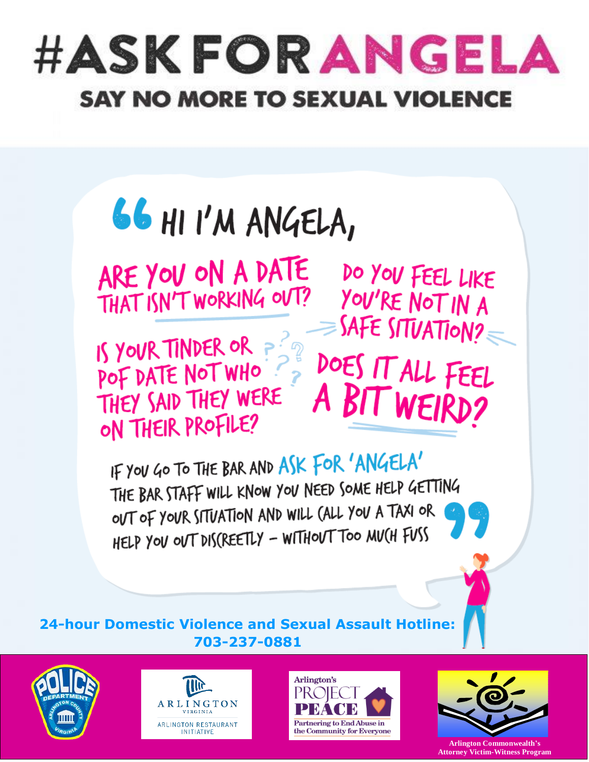# #ASK FOR ANGELA

## SAY NO MORE TO SEXUAL VIOLENCE

"HI I'M ANGELA,

ARE YOU ON A DATE THAT ISN'T WORKING OUT?

DO YOU FEEL LIKE YOU'RE NOT IN A SAFE SITUATION?

IS YOUR TINDER OR POF DATE NOT WHO THEY SAID THEY WERE ON THEIR PROFILE?

DOES IT ALL FEEL A BIT WEIRD?

IF YOU GO TO THE BAR AND ASK FOR 'ANGELA' THE BAR STAFF WILL KNOW YOU NEED SOME HELP GETTING OUT OF YOUR SITUATION AND WILL CALL YOU A TAXI OR HELP YOU OUT DISCREETLY – WITHOUT TOO MUCH FUSS"

**24-hour Domestic Violence and Sexual Assault Hotline: 703-237-0881**

POLICE DEPARTMENT ARLINGTON COUNTY VIRGINIA

ARLINGTON VIRGINIA — ARLINGTON RESTAURANT INITIATIVE

Arlington's PROJECT PEACE — Partnering to End Abuse in the Community for Everyone

Arlington Commonwealth's Attorney Victim-Witness Program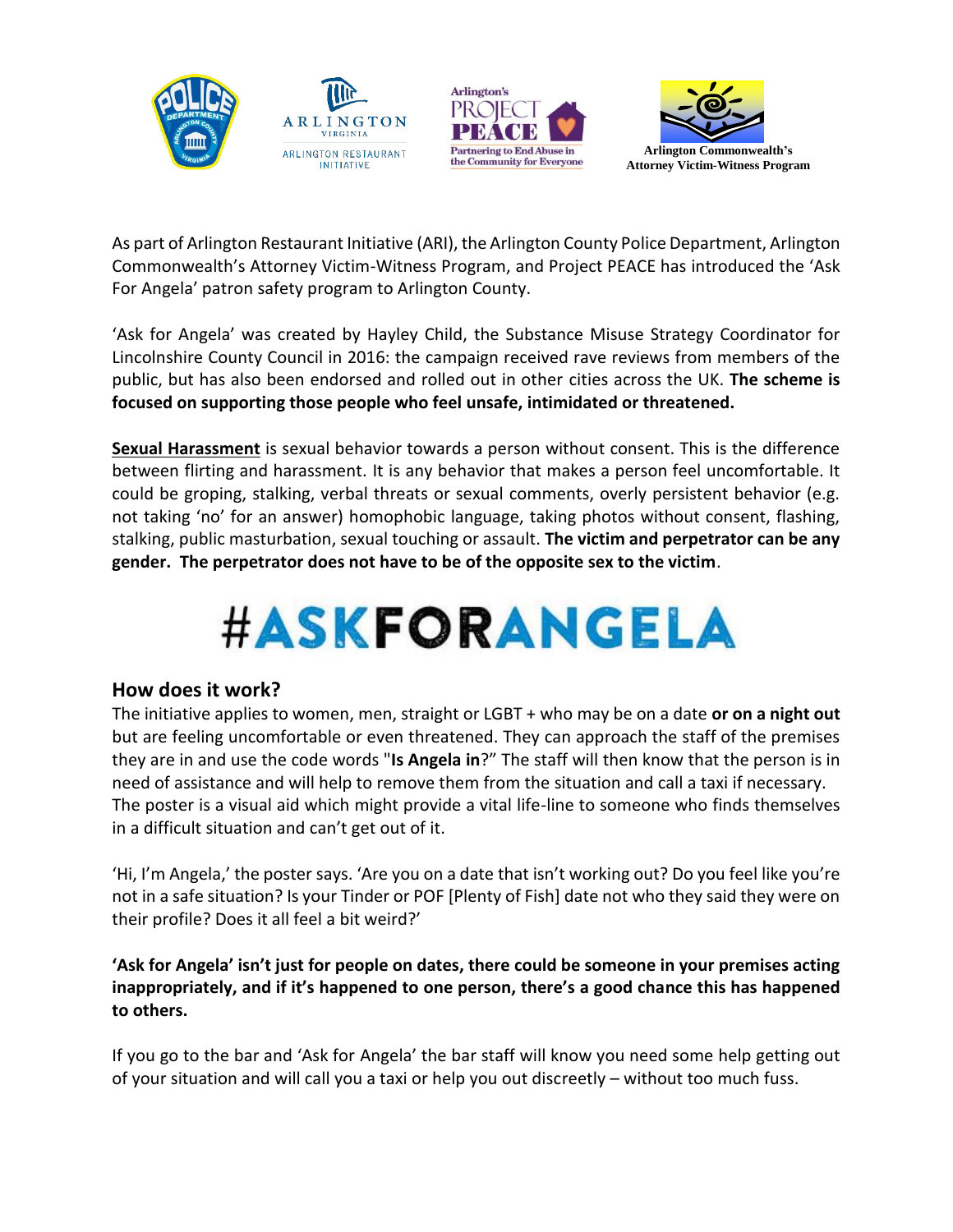Arlington Commonwealth's Attorney Victim-Witness Program

As part of Arlington Restaurant Initiative (ARI), the Arlington County Police Department, Arlington Commonwealth's Attorney Victim-Witness Program, and Project PEACE has introduced the 'Ask For Angela' patron safety program to Arlington County.

'Ask for Angela' was created by Hayley Child, the Substance Misuse Strategy Coordinator for Lincolnshire County Council in 2016: the campaign received rave reviews from members of the public, but has also been endorsed and rolled out in other cities across the UK. **The scheme is focused on supporting those people who feel unsafe, intimidated or threatened.**

**Sexual Harassment** is sexual behavior towards a person without consent. This is the difference between flirting and harassment. It is any behavior that makes a person feel uncomfortable. It could be groping, stalking, verbal threats or sexual comments, overly persistent behavior (e.g. not taking 'no' for an answer) homophobic language, taking photos without consent, flashing, stalking, public masturbation, sexual touching or assault. **The victim and perpetrator can be any gender. The perpetrator does not have to be of the opposite sex to the victim**.

# #ASKFORANGELA

## How does it work?

The initiative applies to women, men, straight or LGBT + who may be on a date **or on a night out** but are feeling uncomfortable or even threatened. They can approach the staff of the premises they are in and use the code words "**Is Angela in**?" The staff will then know that the person is in need of assistance and will help to remove them from the situation and call a taxi if necessary. The poster is a visual aid which might provide a vital life-line to someone who finds themselves in a difficult situation and can't get out of it.

'Hi, I'm Angela,' the poster says. 'Are you on a date that isn't working out? Do you feel like you're not in a safe situation? Is your Tinder or POF [Plenty of Fish] date not who they said they were on their profile? Does it all feel a bit weird?'

**'Ask for Angela' isn't just for people on dates, there could be someone in your premises acting inappropriately, and if it's happened to one person, there's a good chance this has happened to others.**

If you go to the bar and 'Ask for Angela' the bar staff will know you need some help getting out of your situation and will call you a taxi or help you out discreetly – without too much fuss.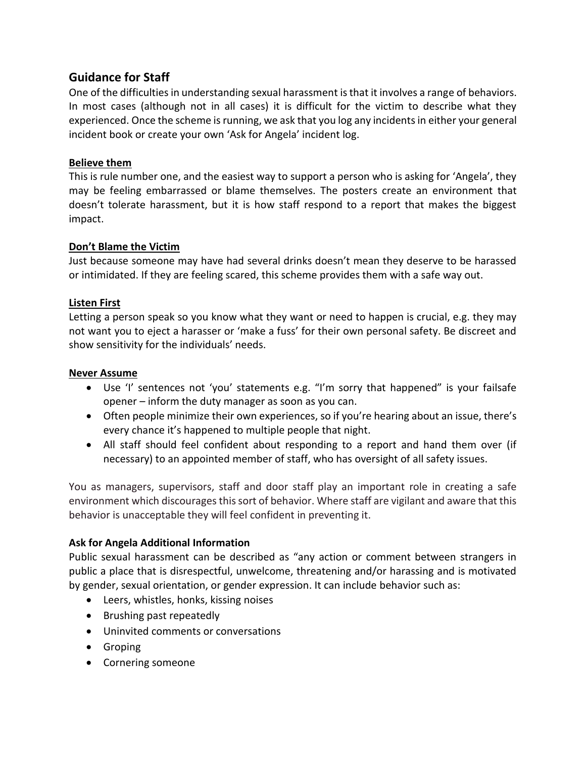## Guidance for Staff

One of the difficulties in understanding sexual harassment is that it involves a range of behaviors. In most cases (although not in all cases) it is difficult for the victim to describe what they experienced. Once the scheme is running, we ask that you log any incidents in either your general incident book or create your own 'Ask for Angela' incident log.

**Believe them**

This is rule number one, and the easiest way to support a person who is asking for 'Angela', they may be feeling embarrassed or blame themselves. The posters create an environment that doesn't tolerate harassment, but it is how staff respond to a report that makes the biggest impact.

**Don't Blame the Victim**

Just because someone may have had several drinks doesn't mean they deserve to be harassed or intimidated. If they are feeling scared, this scheme provides them with a safe way out.

**Listen First**

Letting a person speak so you know what they want or need to happen is crucial, e.g. they may not want you to eject a harasser or 'make a fuss' for their own personal safety. Be discreet and show sensitivity for the individuals' needs.

**Never Assume**

- Use 'I' sentences not 'you' statements e.g. "I'm sorry that happened" is your failsafe opener – inform the duty manager as soon as you can.
- Often people minimize their own experiences, so if you're hearing about an issue, there's every chance it's happened to multiple people that night.
- All staff should feel confident about responding to a report and hand them over (if necessary) to an appointed member of staff, who has oversight of all safety issues.

You as managers, supervisors, staff and door staff play an important role in creating a safe environment which discourages this sort of behavior. Where staff are vigilant and aware that this behavior is unacceptable they will feel confident in preventing it.

**Ask for Angela Additional Information**

Public sexual harassment can be described as "any action or comment between strangers in public a place that is disrespectful, unwelcome, threatening and/or harassing and is motivated by gender, sexual orientation, or gender expression. It can include behavior such as:

- Leers, whistles, honks, kissing noises
- Brushing past repeatedly
- Uninvited comments or conversations
- Groping
- Cornering someone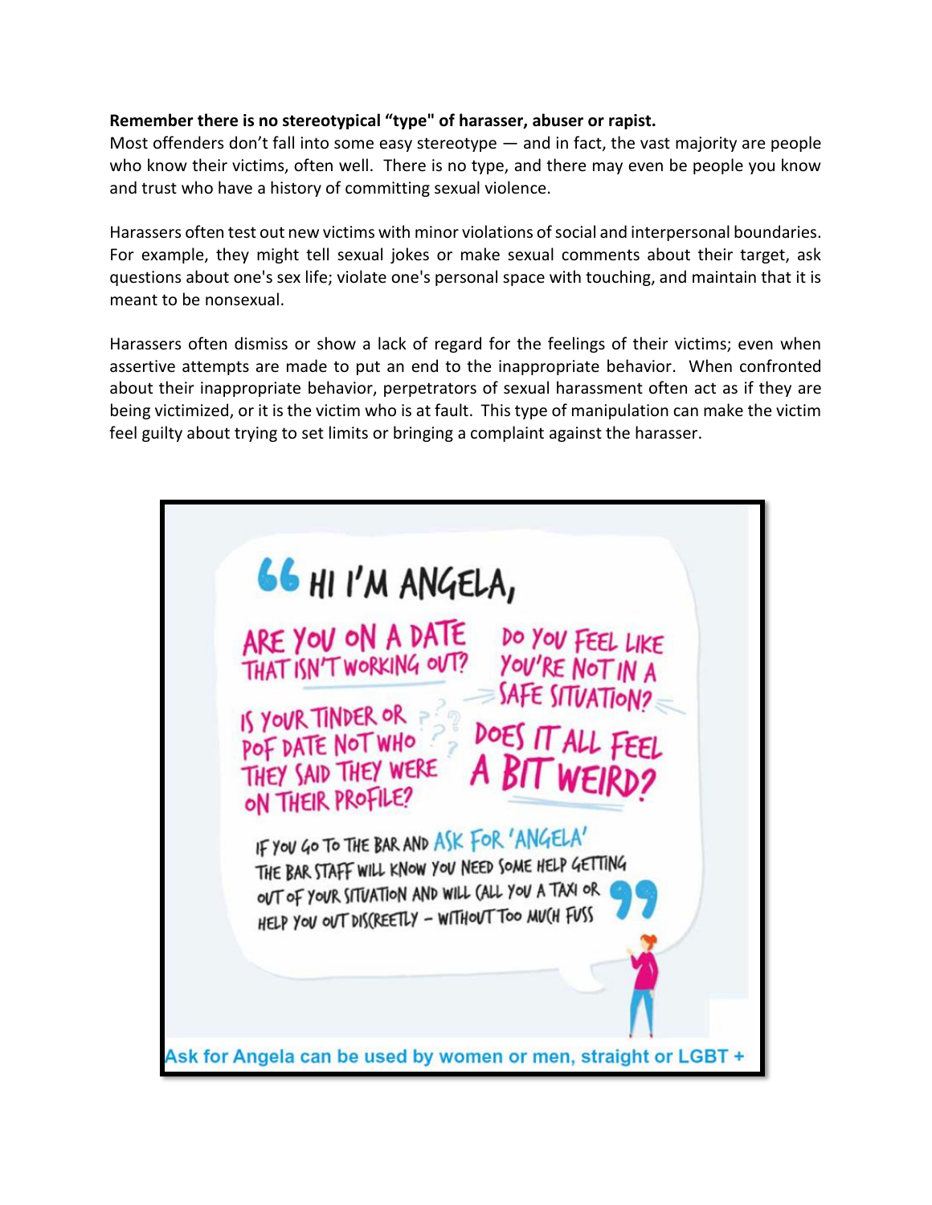**Remember there is no stereotypical "type" of harasser, abuser or rapist.**
Most offenders don't fall into some easy stereotype — and in fact, the vast majority are people who know their victims, often well. There is no type, and there may even be people you know and trust who have a history of committing sexual violence.

Harassers often test out new victims with minor violations of social and interpersonal boundaries. For example, they might tell sexual jokes or make sexual comments about their target, ask questions about one's sex life; violate one's personal space with touching, and maintain that it is meant to be nonsexual.

Harassers often dismiss or show a lack of regard for the feelings of their victims; even when assertive attempts are made to put an end to the inappropriate behavior. When confronted about their inappropriate behavior, perpetrators of sexual harassment often act as if they are being victimized, or it is the victim who is at fault. This type of manipulation can make the victim feel guilty about trying to set limits or bringing a complaint against the harasser.

"HI I'M ANGELA,

ARE YOU ON A DATE THAT ISN'T WORKING OUT?

DO YOU FEEL LIKE YOU'RE NOT IN A SAFE SITUATION?

IS YOUR TINDER OR POF DATE NOT WHO THEY SAID THEY WERE ON THEIR PROFILE?

DOES IT ALL FEEL A BIT WEIRD?

IF YOU GO TO THE BAR AND ASK FOR 'ANGELA' THE BAR STAFF WILL KNOW YOU NEED SOME HELP GETTING OUT OF YOUR SITUATION AND WILL CALL YOU A TAXI OR HELP YOU OUT DISCREETLY – WITHOUT TOO MUCH FUSS"

Ask for Angela can be used by women or men, straight or LGBT +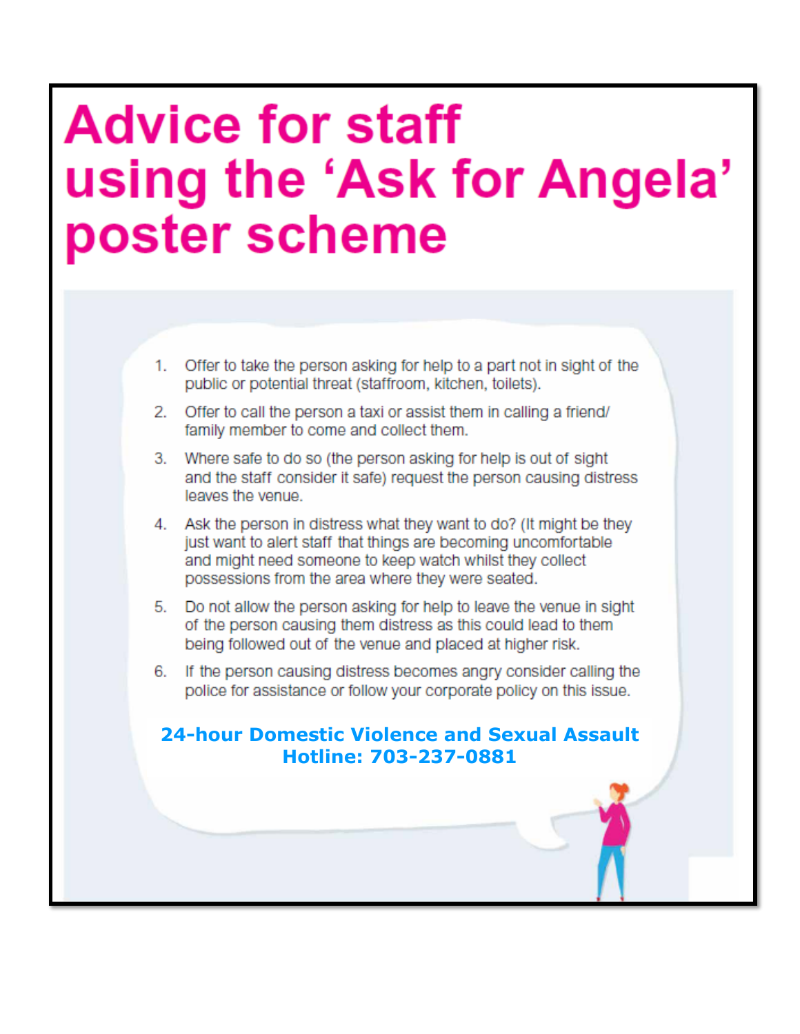# Advice for staff using the 'Ask for Angela' poster scheme

1. Offer to take the person asking for help to a part not in sight of the public or potential threat (staffroom, kitchen, toilets).
2. Offer to call the person a taxi or assist them in calling a friend/ family member to come and collect them.
3. Where safe to do so (the person asking for help is out of sight and the staff consider it safe) request the person causing distress leaves the venue.
4. Ask the person in distress what they want to do? (It might be they just want to alert staff that things are becoming uncomfortable and might need someone to keep watch whilst they collect possessions from the area where they were seated.
5. Do not allow the person asking for help to leave the venue in sight of the person causing them distress as this could lead to them being followed out of the venue and placed at higher risk.
6. If the person causing distress becomes angry consider calling the police for assistance or follow your corporate policy on this issue.

**24-hour Domestic Violence and Sexual Assault Hotline: 703-237-0881**